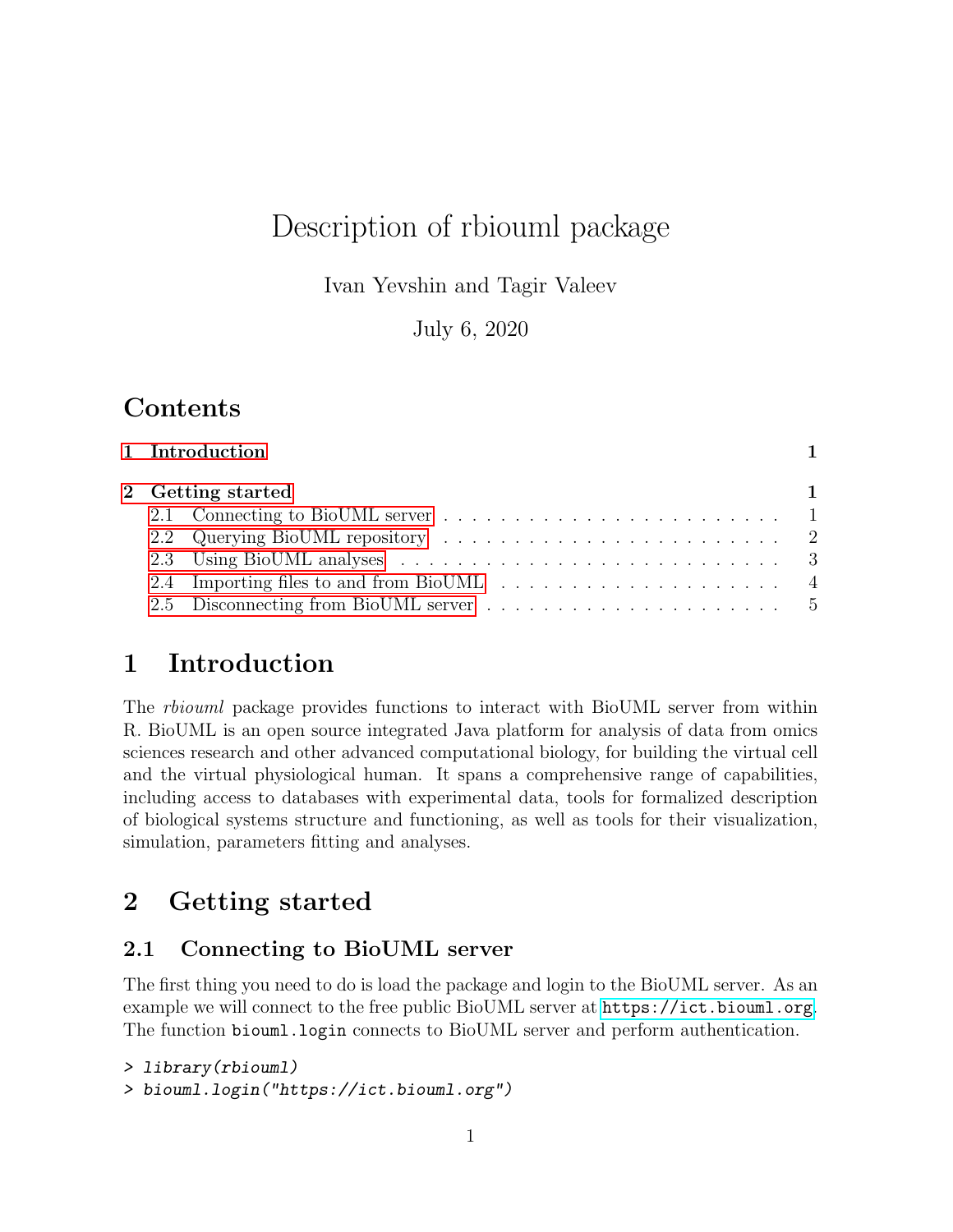# Description of rbiouml package

Ivan Yevshin and Tagir Valeev

July 6, 2020

## Contents

1 Introduction — 1

2 Getting started — 1
- 2.1 Connecting to BioUML server — 1
- 2.2 Querying BioUML repository — 2
- 2.3 Using BioUML analyses — 3
- 2.4 Importing files to and from BioUML — 4
- 2.5 Disconnecting from BioUML server — 5

## 1 Introduction

The *rbiouml* package provides functions to interact with BioUML server from within R. BioUML is an open source integrated Java platform for analysis of data from omics sciences research and other advanced computational biology, for building the virtual cell and the virtual physiological human. It spans a comprehensive range of capabilities, including access to databases with experimental data, tools for formalized description of biological systems structure and functioning, as well as tools for their visualization, simulation, parameters fitting and analyses.

## 2 Getting started

### 2.1 Connecting to BioUML server

The first thing you need to do is load the package and login to the BioUML server. As an example we will connect to the free public BioUML server at https://ict.biouml.org. The function `biouml.login` connects to BioUML server and perform authentication.

```
> library(rbiouml)
> biouml.login("https://ict.biouml.org")
```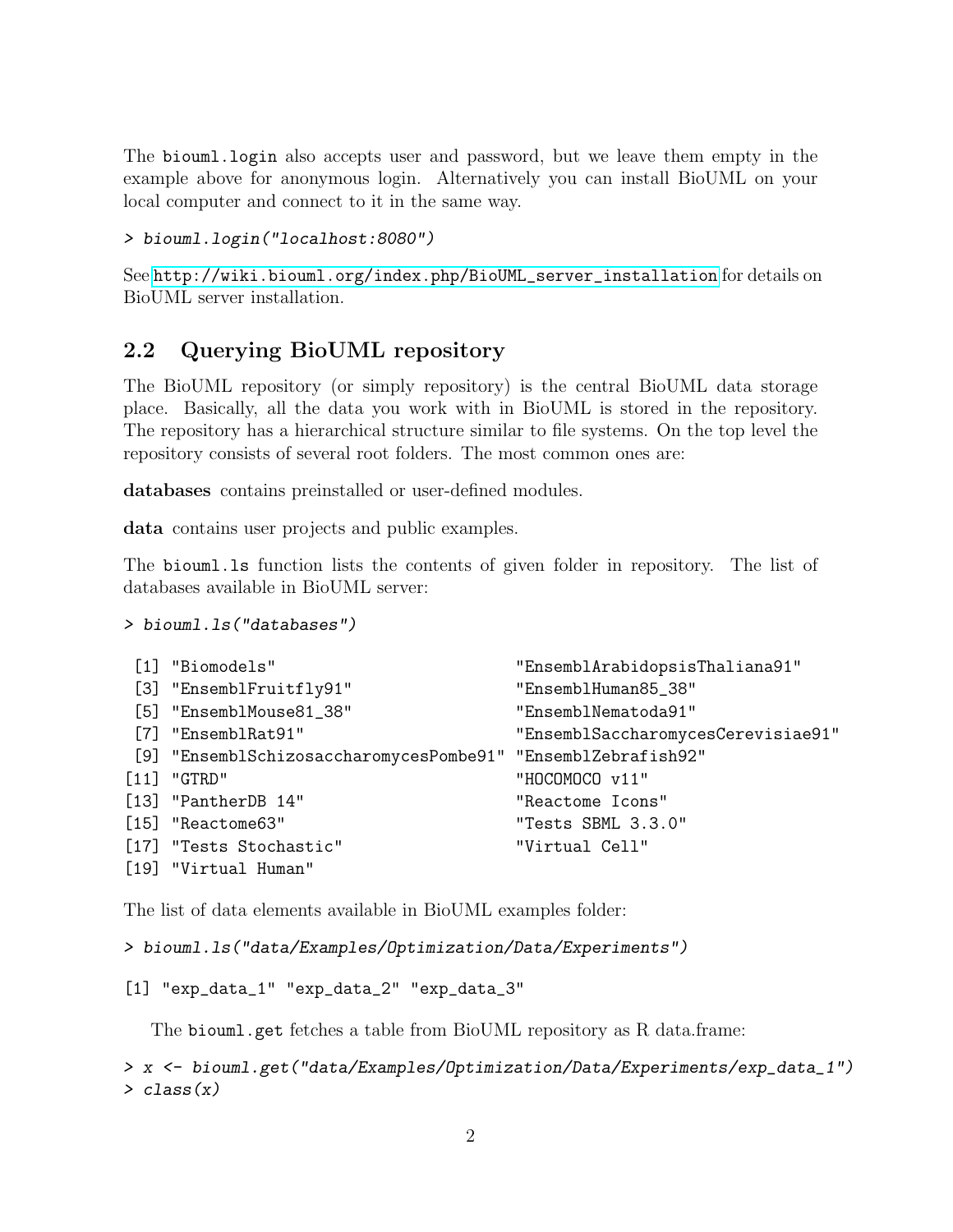The `biouml.login` also accepts user and password, but we leave them empty in the example above for anonymous login. Alternatively you can install BioUML on your local computer and connect to it in the same way.

```
> biouml.login("localhost:8080")
```

See http://wiki.biouml.org/index.php/BioUML_server_installation for details on BioUML server installation.

## 2.2 Querying BioUML repository

The BioUML repository (or simply repository) is the central BioUML data storage place. Basically, all the data you work with in BioUML is stored in the repository. The repository has a hierarchical structure similar to file systems. On the top level the repository consists of several root folders. The most common ones are:

**databases** contains preinstalled or user-defined modules.

**data** contains user projects and public examples.

The `biouml.ls` function lists the contents of given folder in repository. The list of databases available in BioUML server:

```
> biouml.ls("databases")
```

```
 [1] "Biomodels"                          "EnsemblArabidopsisThaliana91"
 [3] "EnsemblFruitfly91"                  "EnsemblHuman85_38"
 [5] "EnsemblMouse81_38"                  "EnsemblNematoda91"
 [7] "EnsemblRat91"                       "EnsemblSaccharomycesCerevisiae91"
 [9] "EnsemblSchizosaccharomycesPombe91" "EnsemblZebrafish92"
[11] "GTRD"                               "HOCOMOCO v11"
[13] "PantherDB 14"                       "Reactome Icons"
[15] "Reactome63"                         "Tests SBML 3.3.0"
[17] "Tests Stochastic"                   "Virtual Cell"
[19] "Virtual Human"
```

The list of data elements available in BioUML examples folder:

```
> biouml.ls("data/Examples/Optimization/Data/Experiments")
```

```
[1] "exp_data_1" "exp_data_2" "exp_data_3"
```

The `biouml.get` fetches a table from BioUML repository as R data.frame:

```
> x <- biouml.get("data/Examples/Optimization/Data/Experiments/exp_data_1")
> class(x)
```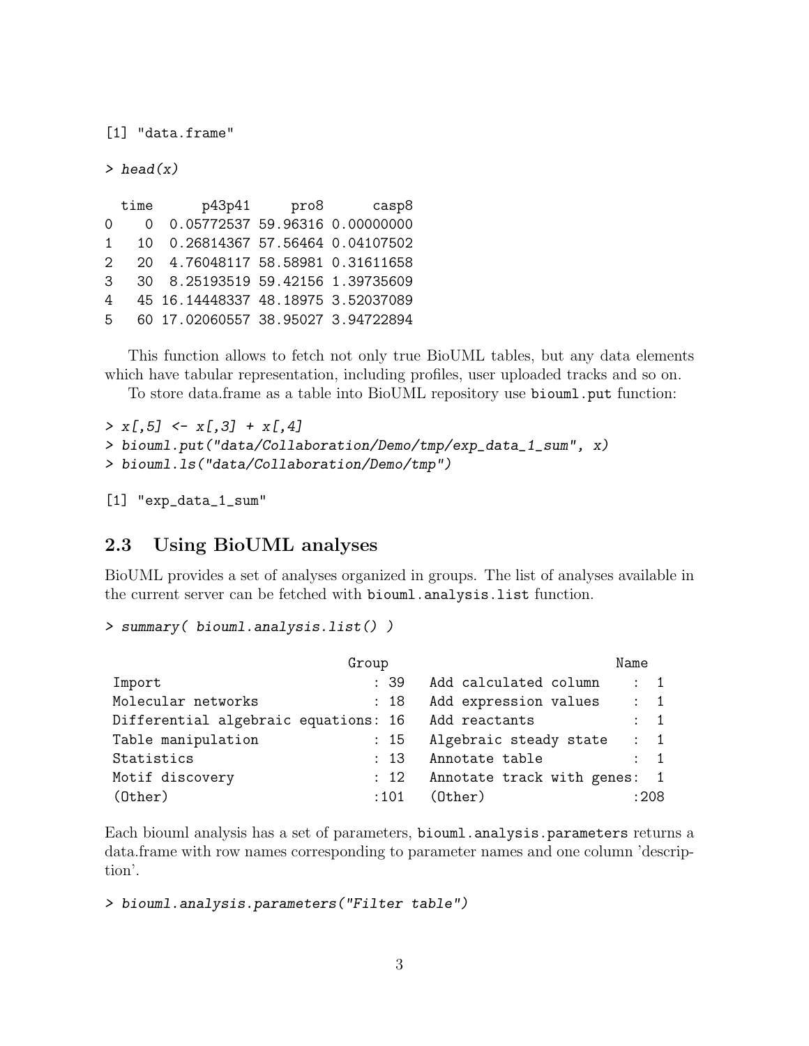```
[1] "data.frame"
```

```
> head(x)
```

```
  time       p43p41     pro8       casp8
0    0  0.05772537 59.96316 0.00000000
1   10  0.26814367 57.56464 0.04107502
2   20  4.76048117 58.58981 0.31611658
3   30  8.25193519 59.42156 1.39735609
4   45 16.14448337 48.18975 3.52037089
5   60 17.02060557 38.95027 3.94722894
```

This function allows to fetch not only true BioUML tables, but any data elements which have tabular representation, including profiles, user uploaded tracks and so on.

To store data.frame as a table into BioUML repository use `biouml.put` function:

```
> x[,5] <- x[,3] + x[,4]
> biouml.put("data/Collaboration/Demo/tmp/exp_data_1_sum", x)
> biouml.ls("data/Collaboration/Demo/tmp")
```

```
[1] "exp_data_1_sum"
```

## 2.3 Using BioUML analyses

BioUML provides a set of analyses organized in groups. The list of analyses available in the current server can be fetched with `biouml.analysis.list` function.

```
> summary( biouml.analysis.list() )
```

```
                              Group                          Name
 Import                           : 39   Add calculated column    :  1
 Molecular networks               : 18   Add expression values    :  1
 Differential algebraic equations: 16   Add reactants            :  1
 Table manipulation               : 15   Algebraic steady state   :  1
 Statistics                       : 13   Annotate table           :  1
 Motif discovery                  : 12   Annotate track with genes:  1
 (Other)                          :101   (Other)                  :208
```

Each biouml analysis has a set of parameters, `biouml.analysis.parameters` returns a data.frame with row names corresponding to parameter names and one column 'description'.

```
> biouml.analysis.parameters("Filter table")
```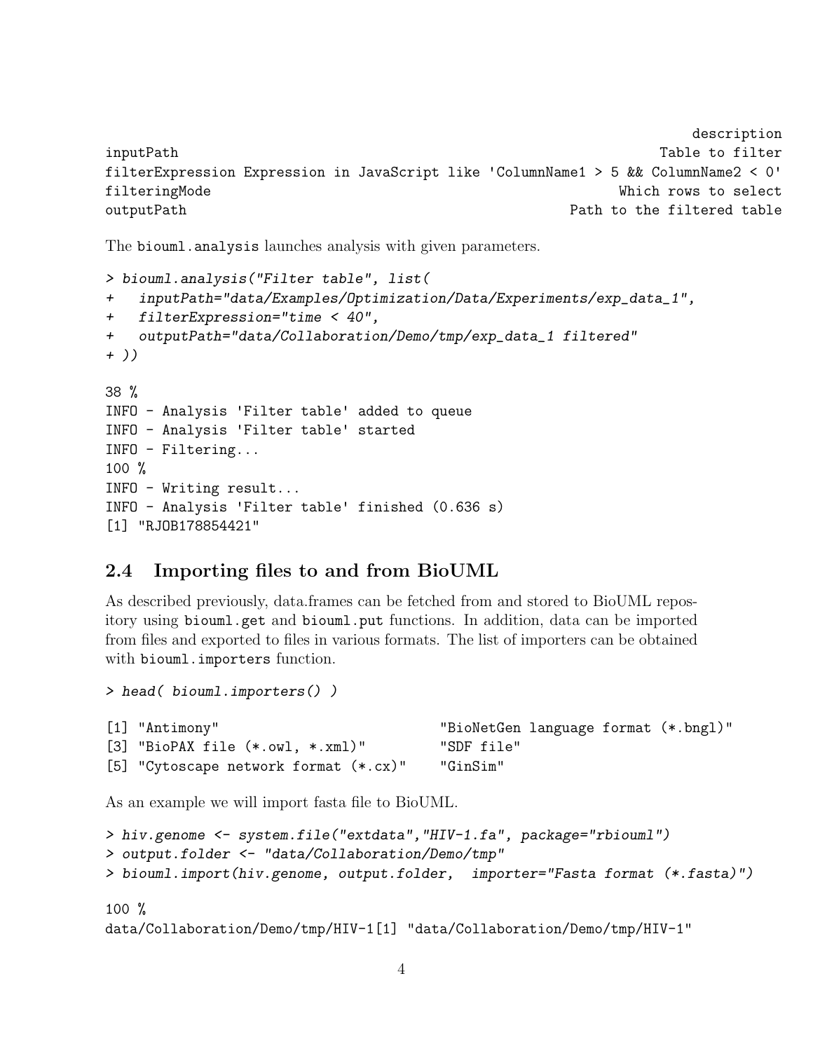```
                                                                    description
inputPath                                                        Table to filter
filterExpression Expression in JavaScript like 'ColumnName1 > 5 && ColumnName2 < 0'
filteringMode                                                Which rows to select
outputPath                                              Path to the filtered table
```

The `biouml.analysis` launches analysis with given parameters.

```
> biouml.analysis("Filter table", list(
+   inputPath="data/Examples/Optimization/Data/Experiments/exp_data_1",
+   filterExpression="time < 40",
+   outputPath="data/Collaboration/Demo/tmp/exp_data_1 filtered"
+ ))

38 %
INFO - Analysis 'Filter table' added to queue
INFO - Analysis 'Filter table' started
INFO - Filtering...
100 %
INFO - Writing result...
INFO - Analysis 'Filter table' finished (0.636 s)
[1] "RJOB178854421"
```

## 2.4 Importing files to and from BioUML

As described previously, data.frames can be fetched from and stored to BioUML repository using `biouml.get` and `biouml.put` functions. In addition, data can be imported from files and exported to files in various formats. The list of importers can be obtained with `biouml.importers` function.

```
> head( biouml.importers() )

[1] "Antimony"                          "BioNetGen language format (*.bngl)"
[3] "BioPAX file (*.owl, *.xml)"        "SDF file"
[5] "Cytoscape network format (*.cx)"   "GinSim"
```

As an example we will import fasta file to BioUML.

```
> hiv.genome <- system.file("extdata","HIV-1.fa", package="rbiouml")
> output.folder <- "data/Collaboration/Demo/tmp"
> biouml.import(hiv.genome, output.folder,  importer="Fasta format (*.fasta)")

100 %
data/Collaboration/Demo/tmp/HIV-1[1] "data/Collaboration/Demo/tmp/HIV-1"
```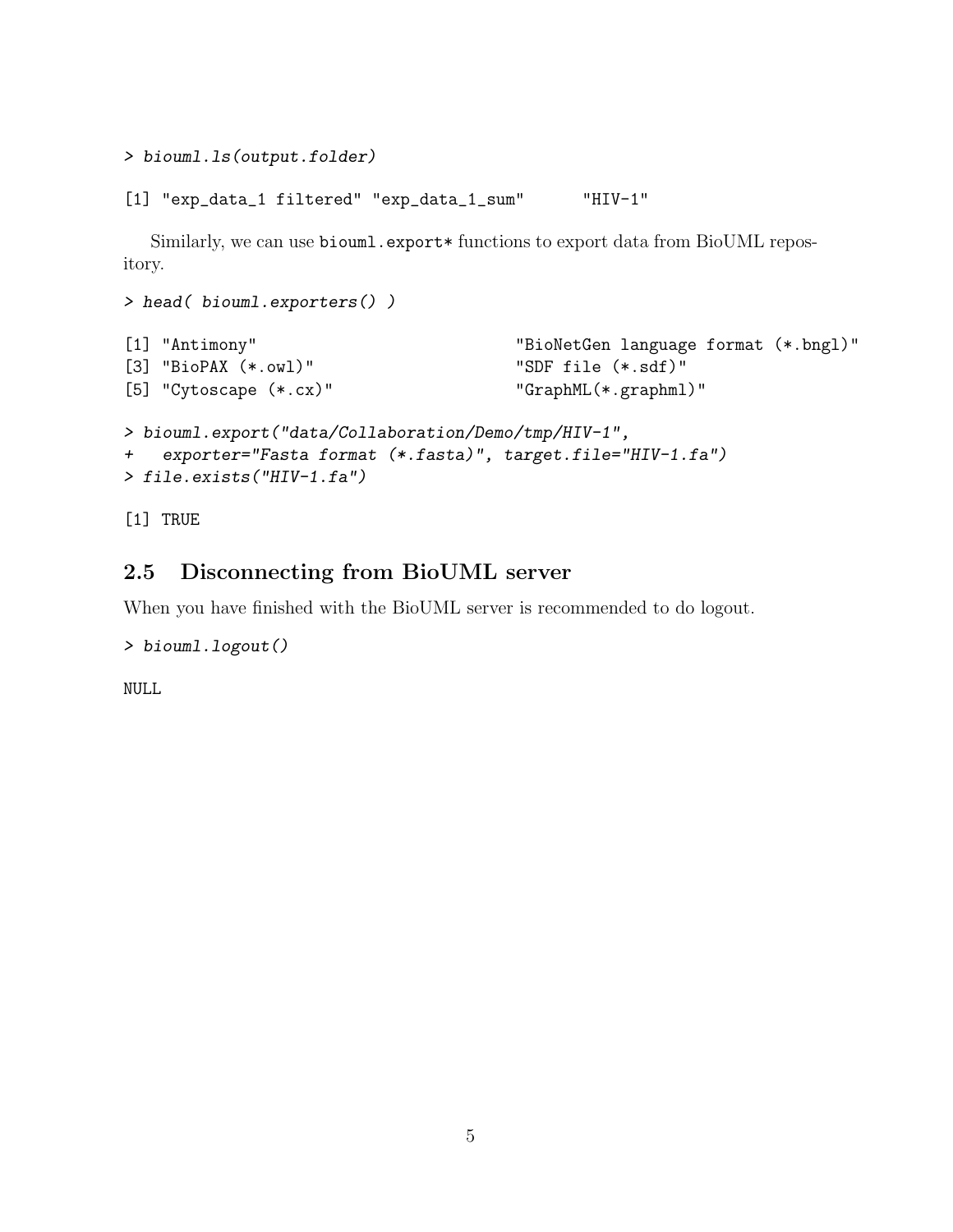```
> biouml.ls(output.folder)

[1] "exp_data_1 filtered" "exp_data_1_sum"      "HIV-1"
```

Similarly, we can use biouml.export* functions to export data from BioUML repository.

```
> head( biouml.exporters() )

[1] "Antimony"                          "BioNetGen language format (*.bngl)"
[3] "BioPAX (*.owl)"                    "SDF file (*.sdf)"
[5] "Cytoscape (*.cx)"                  "GraphML(*.graphml)"
```

```
> biouml.export("data/Collaboration/Demo/tmp/HIV-1",
+   exporter="Fasta format (*.fasta)", target.file="HIV-1.fa")
> file.exists("HIV-1.fa")

[1] TRUE
```

## 2.5 Disconnecting from BioUML server

When you have finished with the BioUML server is recommended to do logout.

```
> biouml.logout()

NULL
```